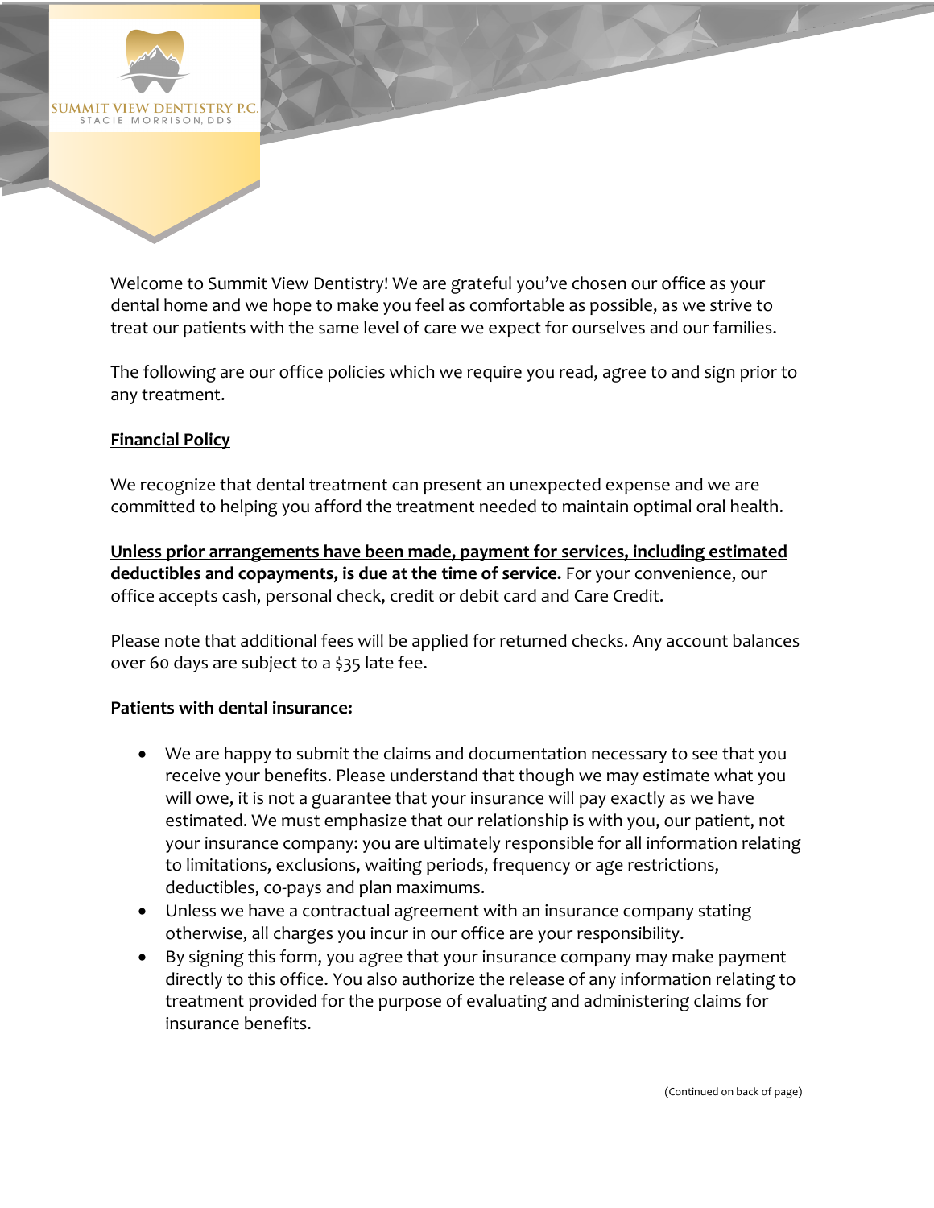SUMMIT VIEW DENTISTRY P.C.
STACIE MORRISON, DDS

Welcome to Summit View Dentistry! We are grateful you've chosen our office as your dental home and we hope to make you feel as comfortable as possible, as we strive to treat our patients with the same level of care we expect for ourselves and our families.

The following are our office policies which we require you read, agree to and sign prior to any treatment.

## **Financial Policy**

We recognize that dental treatment can present an unexpected expense and we are committed to helping you afford the treatment needed to maintain optimal oral health.

**Unless prior arrangements have been made, payment for services, including estimated deductibles and copayments, is due at the time of service.** For your convenience, our office accepts cash, personal check, credit or debit card and Care Credit.

Please note that additional fees will be applied for returned checks. Any account balances over 60 days are subject to a $35 late fee.

**Patients with dental insurance:**

- We are happy to submit the claims and documentation necessary to see that you receive your benefits. Please understand that though we may estimate what you will owe, it is not a guarantee that your insurance will pay exactly as we have estimated. We must emphasize that our relationship is with you, our patient, not your insurance company: you are ultimately responsible for all information relating to limitations, exclusions, waiting periods, frequency or age restrictions, deductibles, co-pays and plan maximums.
- Unless we have a contractual agreement with an insurance company stating otherwise, all charges you incur in our office are your responsibility.
- By signing this form, you agree that your insurance company may make payment directly to this office. You also authorize the release of any information relating to treatment provided for the purpose of evaluating and administering claims for insurance benefits.

(Continued on back of page)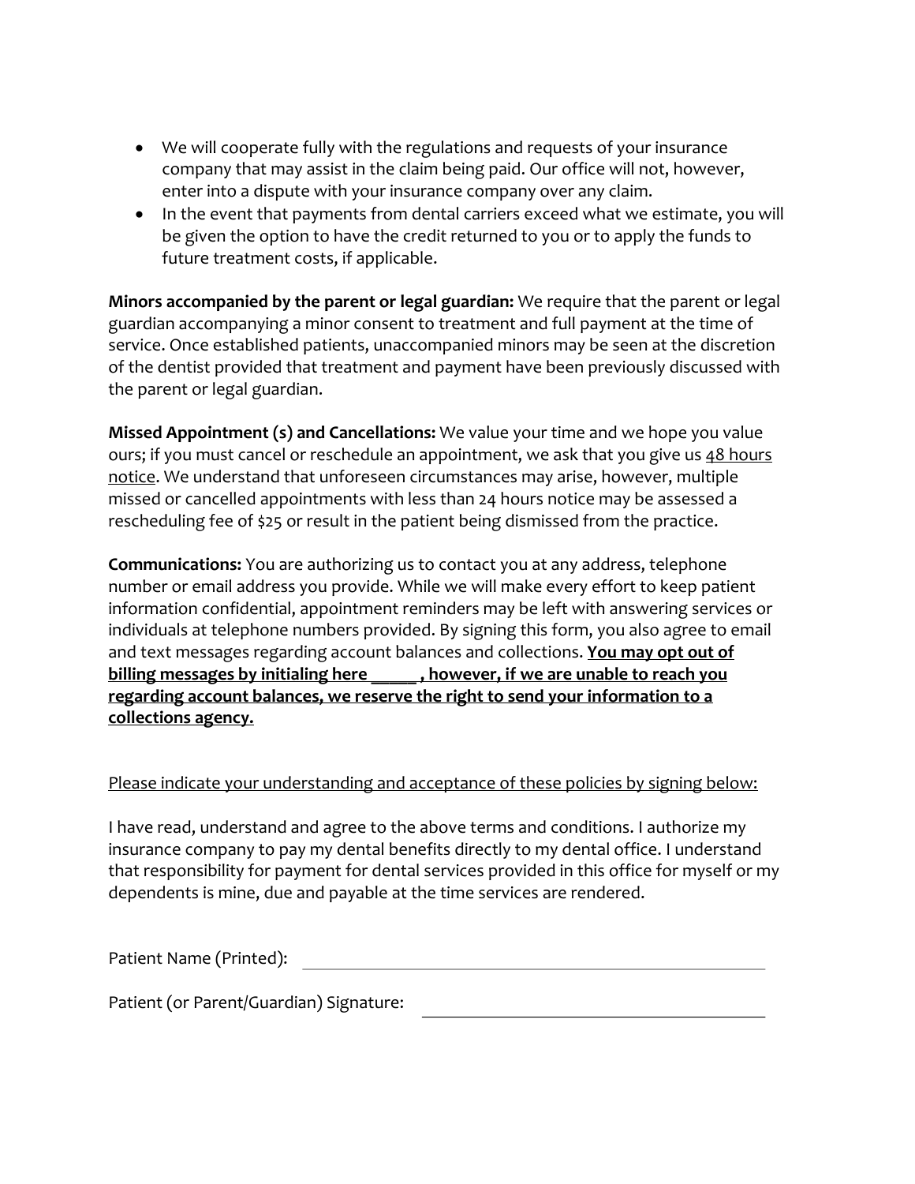- We will cooperate fully with the regulations and requests of your insurance company that may assist in the claim being paid. Our office will not, however, enter into a dispute with your insurance company over any claim.
- In the event that payments from dental carriers exceed what we estimate, you will be given the option to have the credit returned to you or to apply the funds to future treatment costs, if applicable.

**Minors accompanied by the parent or legal guardian:** We require that the parent or legal guardian accompanying a minor consent to treatment and full payment at the time of service. Once established patients, unaccompanied minors may be seen at the discretion of the dentist provided that treatment and payment have been previously discussed with the parent or legal guardian.

**Missed Appointment (s) and Cancellations:** We value your time and we hope you value ours; if you must cancel or reschedule an appointment, we ask that you give us <u>48 hours notice</u>. We understand that unforeseen circumstances may arise, however, multiple missed or cancelled appointments with less than 24 hours notice may be assessed a rescheduling fee of $25 or result in the patient being dismissed from the practice.

**Communications:** You are authorizing us to contact you at any address, telephone number or email address you provide. While we will make every effort to keep patient information confidential, appointment reminders may be left with answering services or individuals at telephone numbers provided. By signing this form, you also agree to email and text messages regarding account balances and collections. **<u>You may opt out of billing messages by initialing here _____ , however, if we are unable to reach you regarding account balances, we reserve the right to send your information to a collections agency.</u>**

<u>Please indicate your understanding and acceptance of these policies by signing below:</u>

I have read, understand and agree to the above terms and conditions. I authorize my insurance company to pay my dental benefits directly to my dental office. I understand that responsibility for payment for dental services provided in this office for myself or my dependents is mine, due and payable at the time services are rendered.

Patient Name (Printed): ______________________________

Patient (or Parent/Guardian) Signature: ______________________________